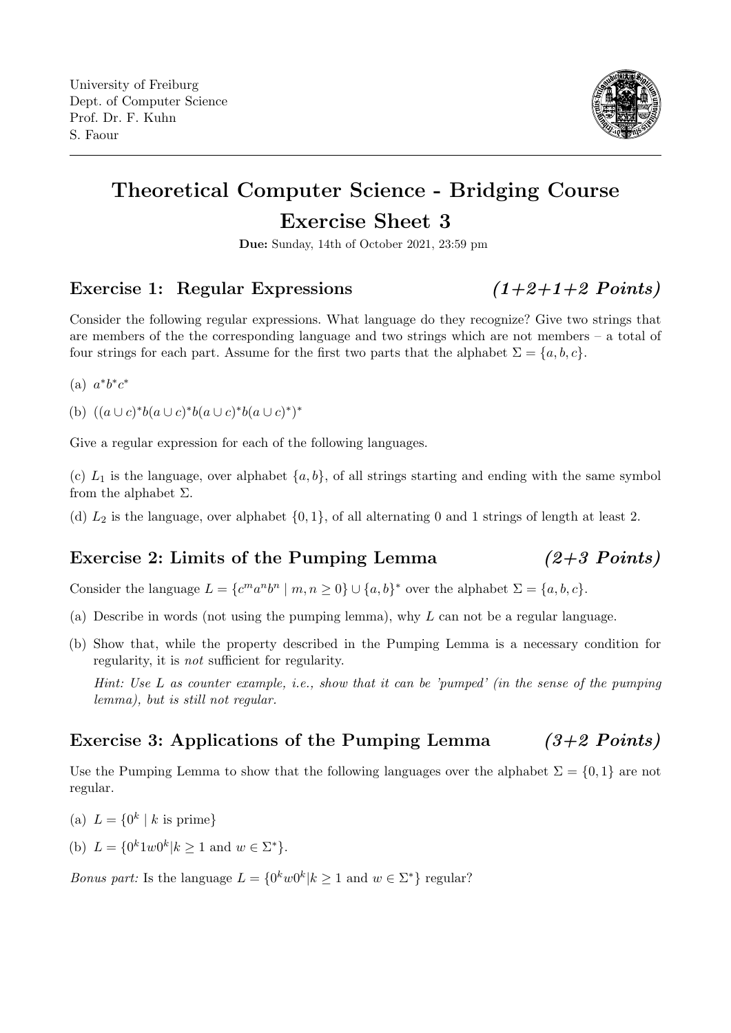University of Freiburg
Dept. of Computer Science
Prof. Dr. F. Kuhn
S. Faour

# Theoretical Computer Science - Bridging Course
# Exercise Sheet 3

**Due:** Sunday, 14th of October 2021, 23:59 pm

## Exercise 1: Regular Expressions *(1+2+1+2 Points)*

Consider the following regular expressions. What language do they recognize? Give two strings that are members of the the corresponding language and two strings which are not members – a total of four strings for each part. Assume for the first two parts that the alphabet $\Sigma = \{a, b, c\}$.

(a) $a^*b^*c^*$

(b) $((a \cup c)^*b(a \cup c)^*b(a \cup c)^*b(a \cup c)^*)^*$

Give a regular expression for each of the following languages.

(c) $L_1$ is the language, over alphabet $\{a, b\}$, of all strings starting and ending with the same symbol from the alphabet $\Sigma$.

(d) $L_2$ is the language, over alphabet $\{0, 1\}$, of all alternating 0 and 1 strings of length at least 2.

## Exercise 2: Limits of the Pumping Lemma *(2+3 Points)*

Consider the language $L = \{c^m a^n b^n \mid m, n \geq 0\} \cup \{a, b\}^*$ over the alphabet $\Sigma = \{a, b, c\}$.

(a) Describe in words (not using the pumping lemma), why $L$ can not be a regular language.

(b) Show that, while the property described in the Pumping Lemma is a necessary condition for regularity, it is *not* sufficient for regularity.

*Hint: Use L as counter example, i.e., show that it can be 'pumped' (in the sense of the pumping lemma), but is still not regular.*

## Exercise 3: Applications of the Pumping Lemma *(3+2 Points)*

Use the Pumping Lemma to show that the following languages over the alphabet $\Sigma = \{0, 1\}$ are not regular.

(a) $L = \{0^k \mid k \text{ is prime}\}$

(b) $L = \{0^k 1 w 0^k \mid k \geq 1 \text{ and } w \in \Sigma^*\}$.

*Bonus part:* Is the language $L = \{0^k w 0^k \mid k \geq 1 \text{ and } w \in \Sigma^*\}$ regular?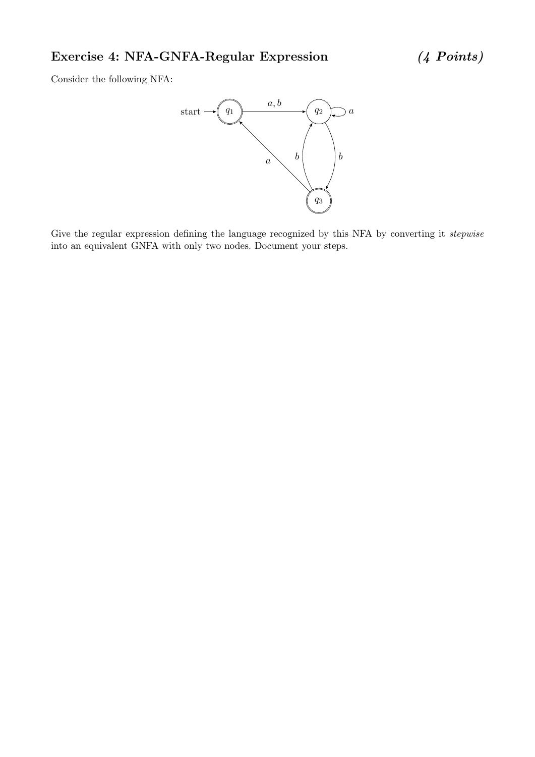## Exercise 4: NFA-GNFA-Regular Expression *(4 Points)*

Consider the following NFA:

start

$q_1$

$a, b$

$q_2$

$a$

$a$

$b$

$b$

$q_3$

Give the regular expression defining the language recognized by this NFA by converting it *stepwise* into an equivalent GNFA with only two nodes. Document your steps.